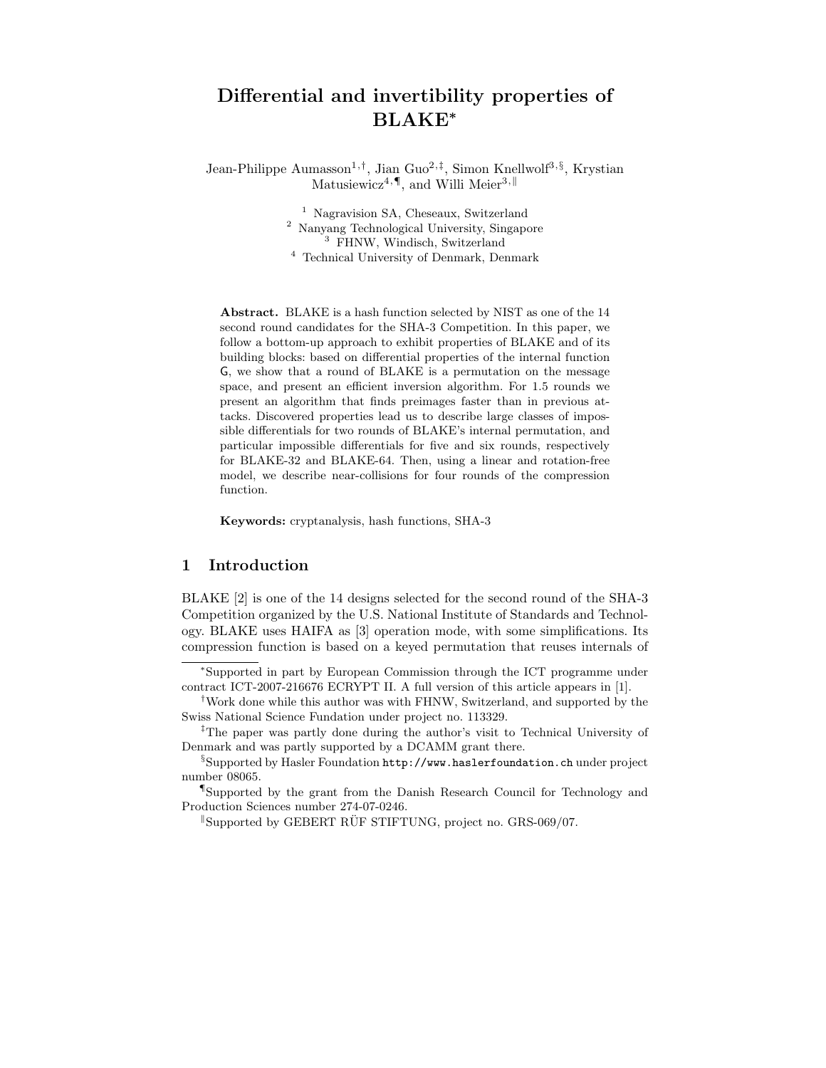# Differential and invertibility properties of BLAKE*

Jean-Philippe Aumasson[1,†], Jian Guo[2,‡], Simon Knellwolf[3,§], Krystian Matusiewicz[4,¶], and Willi Meier[3,‖]

[1] Nagravision SA, Cheseaux, Switzerland
[2] Nanyang Technological University, Singapore
[3] FHNW, Windisch, Switzerland
[4] Technical University of Denmark, Denmark

**Abstract.** BLAKE is a hash function selected by NIST as one of the 14 second round candidates for the SHA-3 Competition. In this paper, we follow a bottom-up approach to exhibit properties of BLAKE and of its building blocks: based on differential properties of the internal function G, we show that a round of BLAKE is a permutation on the message space, and present an efficient inversion algorithm. For 1.5 rounds we present an algorithm that finds preimages faster than in previous attacks. Discovered properties lead us to describe large classes of impossible differentials for two rounds of BLAKE's internal permutation, and particular impossible differentials for five and six rounds, respectively for BLAKE-32 and BLAKE-64. Then, using a linear and rotation-free model, we describe near-collisions for four rounds of the compression function.

**Keywords:** cryptanalysis, hash functions, SHA-3

## 1 Introduction

BLAKE [2] is one of the 14 designs selected for the second round of the SHA-3 Competition organized by the U.S. National Institute of Standards and Technology. BLAKE uses HAIFA as [3] operation mode, with some simplifications. Its compression function is based on a keyed permutation that reuses internals of

---

*Supported in part by European Commission through the ICT programme under contract ICT-2007-216676 ECRYPT II. A full version of this article appears in [1].

†Work done while this author was with FHNW, Switzerland, and supported by the Swiss National Science Fundation under project no. 113329.

‡The paper was partly done during the author's visit to Technical University of Denmark and was partly supported by a DCAMM grant there.

§Supported by Hasler Foundation http://www.haslerfoundation.ch under project number 08065.

¶Supported by the grant from the Danish Research Council for Technology and Production Sciences number 274-07-0246.

‖Supported by GEBERT RÜF STIFTUNG, project no. GRS-069/07.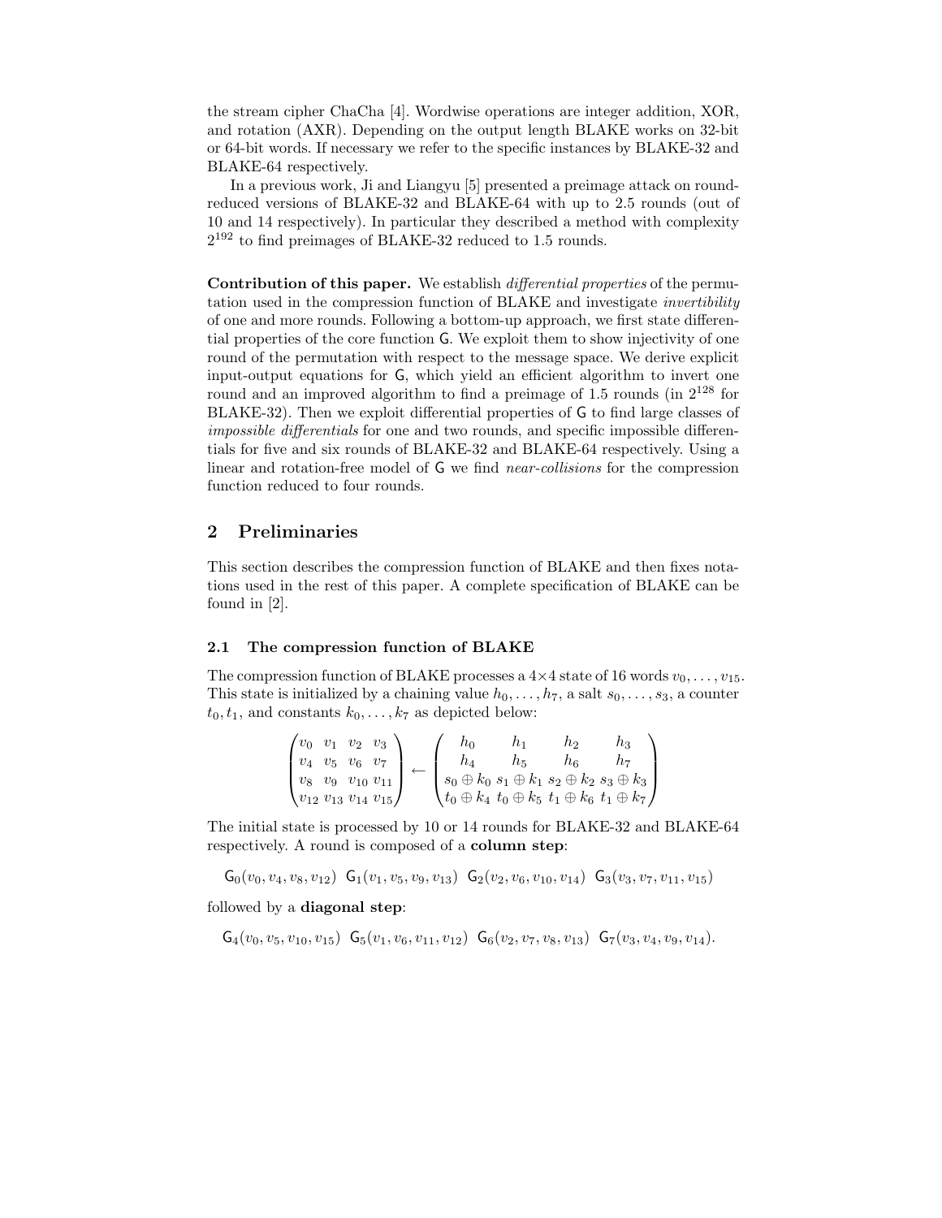the stream cipher ChaCha [4]. Wordwise operations are integer addition, XOR, and rotation (AXR). Depending on the output length BLAKE works on 32-bit or 64-bit words. If necessary we refer to the specific instances by BLAKE-32 and BLAKE-64 respectively.

In a previous work, Ji and Liangyu [5] presented a preimage attack on round-reduced versions of BLAKE-32 and BLAKE-64 with up to 2.5 rounds (out of 10 and 14 respectively). In particular they described a method with complexity $2^{192}$ to find preimages of BLAKE-32 reduced to 1.5 rounds.

**Contribution of this paper.** We establish *differential properties* of the permutation used in the compression function of BLAKE and investigate *invertibility* of one and more rounds. Following a bottom-up approach, we first state differential properties of the core function $\mathsf{G}$. We exploit them to show injectivity of one round of the permutation with respect to the message space. We derive explicit input-output equations for $\mathsf{G}$, which yield an efficient algorithm to invert one round and an improved algorithm to find a preimage of 1.5 rounds (in $2^{128}$ for BLAKE-32). Then we exploit differential properties of $\mathsf{G}$ to find large classes of *impossible differentials* for one and two rounds, and specific impossible differentials for five and six rounds of BLAKE-32 and BLAKE-64 respectively. Using a linear and rotation-free model of $\mathsf{G}$ we find *near-collisions* for the compression function reduced to four rounds.

## 2 Preliminaries

This section describes the compression function of BLAKE and then fixes notations used in the rest of this paper. A complete specification of BLAKE can be found in [2].

### 2.1 The compression function of BLAKE

The compression function of BLAKE processes a 4×4 state of 16 words $v_0, \ldots, v_{15}$. This state is initialized by a chaining value $h_0, \ldots, h_7$, a salt $s_0, \ldots, s_3$, a counter $t_0, t_1$, and constants $k_0, \ldots, k_7$ as depicted below:

$$\begin{pmatrix} v_0 & v_1 & v_2 & v_3 \\ v_4 & v_5 & v_6 & v_7 \\ v_8 & v_9 & v_{10} & v_{11} \\ v_{12} & v_{13} & v_{14} & v_{15} \end{pmatrix} \leftarrow \begin{pmatrix} h_0 & h_1 & h_2 & h_3 \\ h_4 & h_5 & h_6 & h_7 \\ s_0 \oplus k_0 & s_1 \oplus k_1 & s_2 \oplus k_2 & s_3 \oplus k_3 \\ t_0 \oplus k_4 & t_0 \oplus k_5 & t_1 \oplus k_6 & t_1 \oplus k_7 \end{pmatrix}$$

The initial state is processed by 10 or 14 rounds for BLAKE-32 and BLAKE-64 respectively. A round is composed of a **column step**:

$$\mathsf{G}_0(v_0, v_4, v_8, v_{12}) \;\; \mathsf{G}_1(v_1, v_5, v_9, v_{13}) \;\; \mathsf{G}_2(v_2, v_6, v_{10}, v_{14}) \;\; \mathsf{G}_3(v_3, v_7, v_{11}, v_{15})$$

followed by a **diagonal step**:

$$\mathsf{G}_4(v_0, v_5, v_{10}, v_{15}) \;\; \mathsf{G}_5(v_1, v_6, v_{11}, v_{12}) \;\; \mathsf{G}_6(v_2, v_7, v_8, v_{13}) \;\; \mathsf{G}_7(v_3, v_4, v_9, v_{14}).$$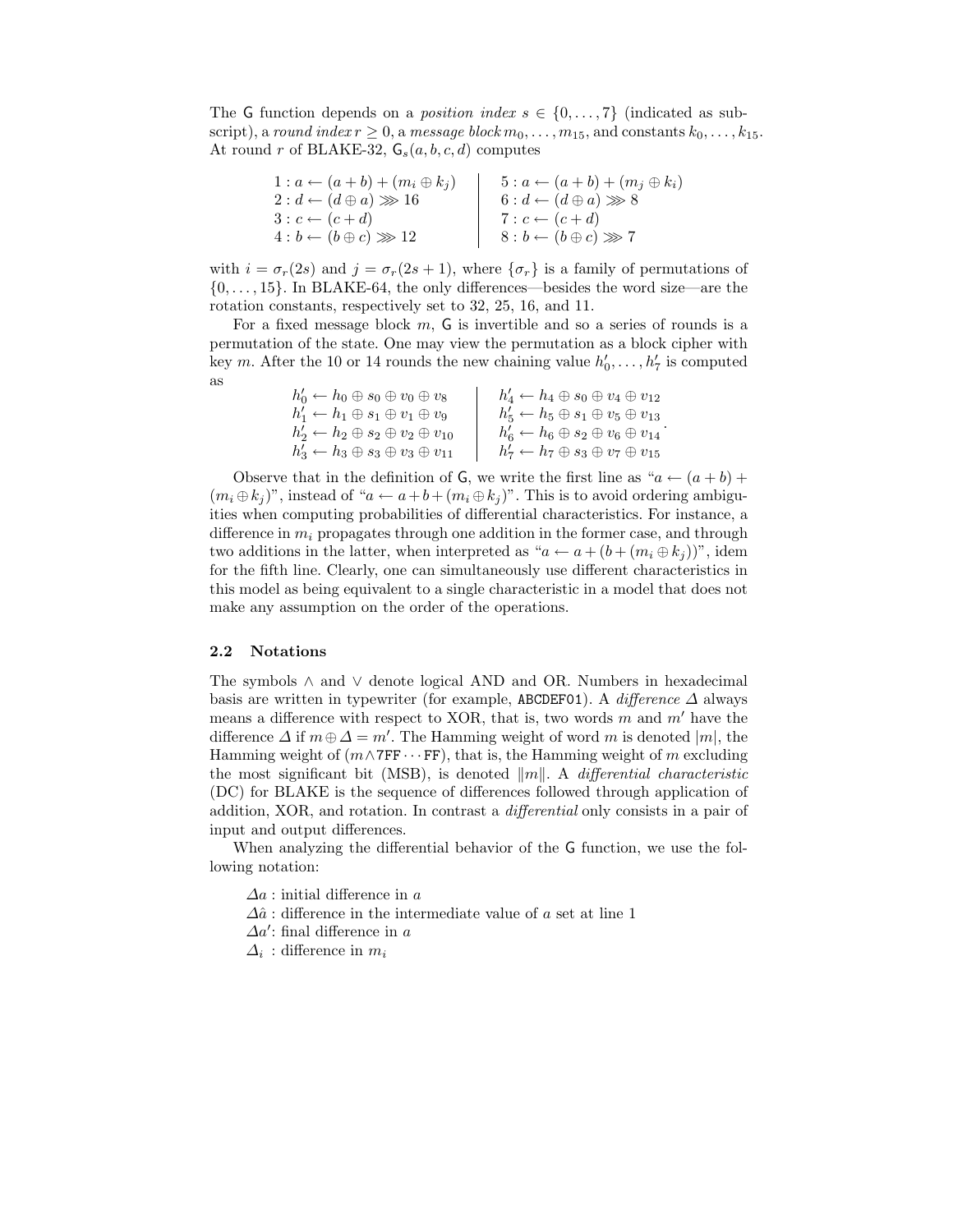The $\mathsf{G}$ function depends on a *position index* $s \in \{0, \ldots, 7\}$ (indicated as subscript), a *round index* $r \geq 0$, a *message block* $m_0, \ldots, m_{15}$, and constants $k_0, \ldots, k_{15}$. At round $r$ of BLAKE-32, $\mathsf{G}_s(a, b, c, d)$ computes

$$
\begin{array}{l|l}
1: a \leftarrow (a+b) + (m_i \oplus k_j) & 5: a \leftarrow (a+b) + (m_j \oplus k_i) \\
2: d \leftarrow (d \oplus a) \ggg 16 & 6: d \leftarrow (d \oplus a) \ggg 8 \\
3: c \leftarrow (c + d) & 7: c \leftarrow (c + d) \\
4: b \leftarrow (b \oplus c) \ggg 12 & 8: b \leftarrow (b \oplus c) \ggg 7
\end{array}
$$

with $i = \sigma_r(2s)$ and $j = \sigma_r(2s+1)$, where $\{\sigma_r\}$ is a family of permutations of $\{0, \ldots, 15\}$. In BLAKE-64, the only differences—besides the word size—are the rotation constants, respectively set to 32, 25, 16, and 11.

For a fixed message block $m$, $\mathsf{G}$ is invertible and so a series of rounds is a permutation of the state. One may view the permutation as a block cipher with key $m$. After the 10 or 14 rounds the new chaining value $h'_0, \ldots, h'_7$ is computed as

$$
\begin{array}{l|l}
h'_0 \leftarrow h_0 \oplus s_0 \oplus v_0 \oplus v_8 & h'_4 \leftarrow h_4 \oplus s_0 \oplus v_4 \oplus v_{12} \\
h'_1 \leftarrow h_1 \oplus s_1 \oplus v_1 \oplus v_9 & h'_5 \leftarrow h_5 \oplus s_1 \oplus v_5 \oplus v_{13} \\
h'_2 \leftarrow h_2 \oplus s_2 \oplus v_2 \oplus v_{10} & h'_6 \leftarrow h_6 \oplus s_2 \oplus v_6 \oplus v_{14} \\
h'_3 \leftarrow h_3 \oplus s_3 \oplus v_3 \oplus v_{11} & h'_7 \leftarrow h_7 \oplus s_3 \oplus v_7 \oplus v_{15}
\end{array}.
$$

Observe that in the definition of $\mathsf{G}$, we write the first line as "$a \leftarrow (a+b) + (m_i \oplus k_j)$", instead of "$a \leftarrow a + b + (m_i \oplus k_j)$". This is to avoid ordering ambiguities when computing probabilities of differential characteristics. For instance, a difference in $m_i$ propagates through one addition in the former case, and through two additions in the latter, when interpreted as "$a \leftarrow a + (b + (m_i \oplus k_j))$", idem for the fifth line. Clearly, one can simultaneously use different characteristics in this model as being equivalent to a single characteristic in a model that does not make any assumption on the order of the operations.

### 2.2 Notations

The symbols $\wedge$ and $\vee$ denote logical AND and OR. Numbers in hexadecimal basis are written in typewriter (for example, `ABCDEF01`). A *difference* $\Delta$ always means a difference with respect to XOR, that is, two words $m$ and $m'$ have the difference $\Delta$ if $m \oplus \Delta = m'$. The Hamming weight of word $m$ is denoted $|m|$, the Hamming weight of ($m \wedge$ `7FF`$\cdots$`FF`), that is, the Hamming weight of $m$ excluding the most significant bit (MSB), is denoted $\|m\|$. A *differential characteristic* (DC) for BLAKE is the sequence of differences followed through application of addition, XOR, and rotation. In contrast a *differential* only consists in a pair of input and output differences.

When analyzing the differential behavior of the $\mathsf{G}$ function, we use the following notation:

- $\Delta a$ : initial difference in $a$
- $\Delta \hat{a}$ : difference in the intermediate value of $a$ set at line 1
- $\Delta a'$: final difference in $a$
- $\Delta_i$ : difference in $m_i$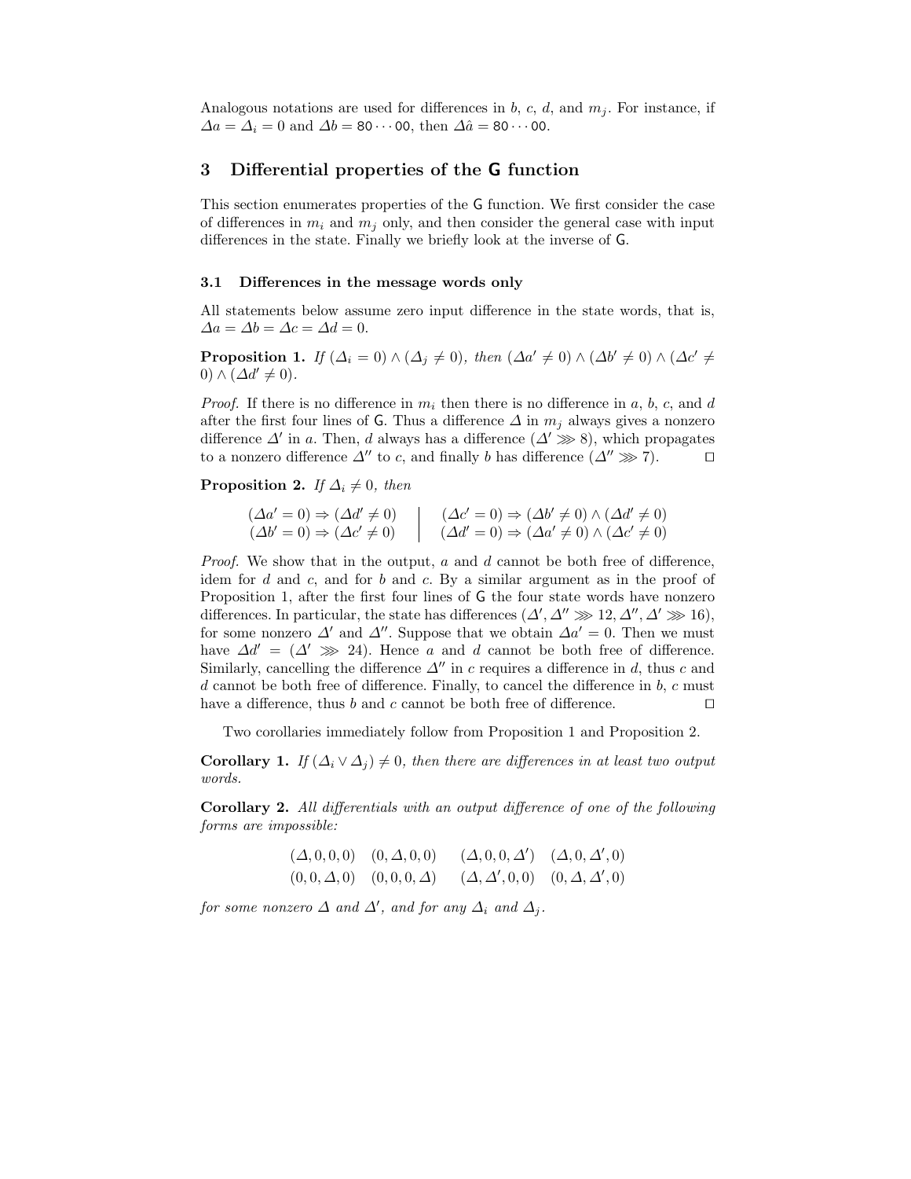Analogous notations are used for differences in $b$, $c$, $d$, and $m_j$. For instance, if $\Delta a = \Delta_i = 0$ and $\Delta b = \texttt{80}\cdots\texttt{00}$, then $\Delta\hat{a} = \texttt{80}\cdots\texttt{00}$.

## 3 Differential properties of the G function

This section enumerates properties of the $\mathsf{G}$ function. We first consider the case of differences in $m_i$ and $m_j$ only, and then consider the general case with input differences in the state. Finally we briefly look at the inverse of $\mathsf{G}$.

### 3.1 Differences in the message words only

All statements below assume zero input difference in the state words, that is, $\Delta a = \Delta b = \Delta c = \Delta d = 0$.

**Proposition 1.** *If* $(\Delta_i = 0) \wedge (\Delta_j \neq 0)$*, then* $(\Delta a' \neq 0) \wedge (\Delta b' \neq 0) \wedge (\Delta c' \neq 0) \wedge (\Delta d' \neq 0)$.

*Proof.* If there is no difference in $m_i$ then there is no difference in $a$, $b$, $c$, and $d$ after the first four lines of $\mathsf{G}$. Thus a difference $\Delta$ in $m_j$ always gives a nonzero difference $\Delta'$ in $a$. Then, $d$ always has a difference $(\Delta' \ggg 8)$, which propagates to a nonzero difference $\Delta''$ to $c$, and finally $b$ has difference $(\Delta'' \ggg 7)$. $\square$

**Proposition 2.** *If* $\Delta_i \neq 0$*, then*

$$
\begin{array}{l|l}
(\Delta a' = 0) \Rightarrow (\Delta d' \neq 0) & (\Delta c' = 0) \Rightarrow (\Delta b' \neq 0) \wedge (\Delta d' \neq 0) \\
(\Delta b' = 0) \Rightarrow (\Delta c' \neq 0) & (\Delta d' = 0) \Rightarrow (\Delta a' \neq 0) \wedge (\Delta c' \neq 0)
\end{array}
$$

*Proof.* We show that in the output, $a$ and $d$ cannot be both free of difference, idem for $d$ and $c$, and for $b$ and $c$. By a similar argument as in the proof of Proposition 1, after the first four lines of $\mathsf{G}$ the four state words have nonzero differences. In particular, the state has differences $(\Delta', \Delta'' \ggg 12, \Delta'', \Delta' \ggg 16)$, for some nonzero $\Delta'$ and $\Delta''$. Suppose that we obtain $\Delta a' = 0$. Then we must have $\Delta d' = (\Delta' \ggg 24)$. Hence $a$ and $d$ cannot be both free of difference. Similarly, cancelling the difference $\Delta''$ in $c$ requires a difference in $d$, thus $c$ and $d$ cannot be both free of difference. Finally, to cancel the difference in $b$, $c$ must have a difference, thus $b$ and $c$ cannot be both free of difference. $\square$

Two corollaries immediately follow from Proposition 1 and Proposition 2.

**Corollary 1.** *If* $(\Delta_i \vee \Delta_j) \neq 0$*, then there are differences in at least two output words.*

**Corollary 2.** *All differentials with an output difference of one of the following forms are impossible:*

$$
\begin{array}{llll}
(\Delta, 0, 0, 0) & (0, \Delta, 0, 0) & (\Delta, 0, 0, \Delta') & (\Delta, 0, \Delta', 0) \\
(0, 0, \Delta, 0) & (0, 0, 0, \Delta) & (\Delta, \Delta', 0, 0) & (0, \Delta, \Delta', 0)
\end{array}
$$

*for some nonzero* $\Delta$ *and* $\Delta'$*, and for any* $\Delta_i$ *and* $\Delta_j$.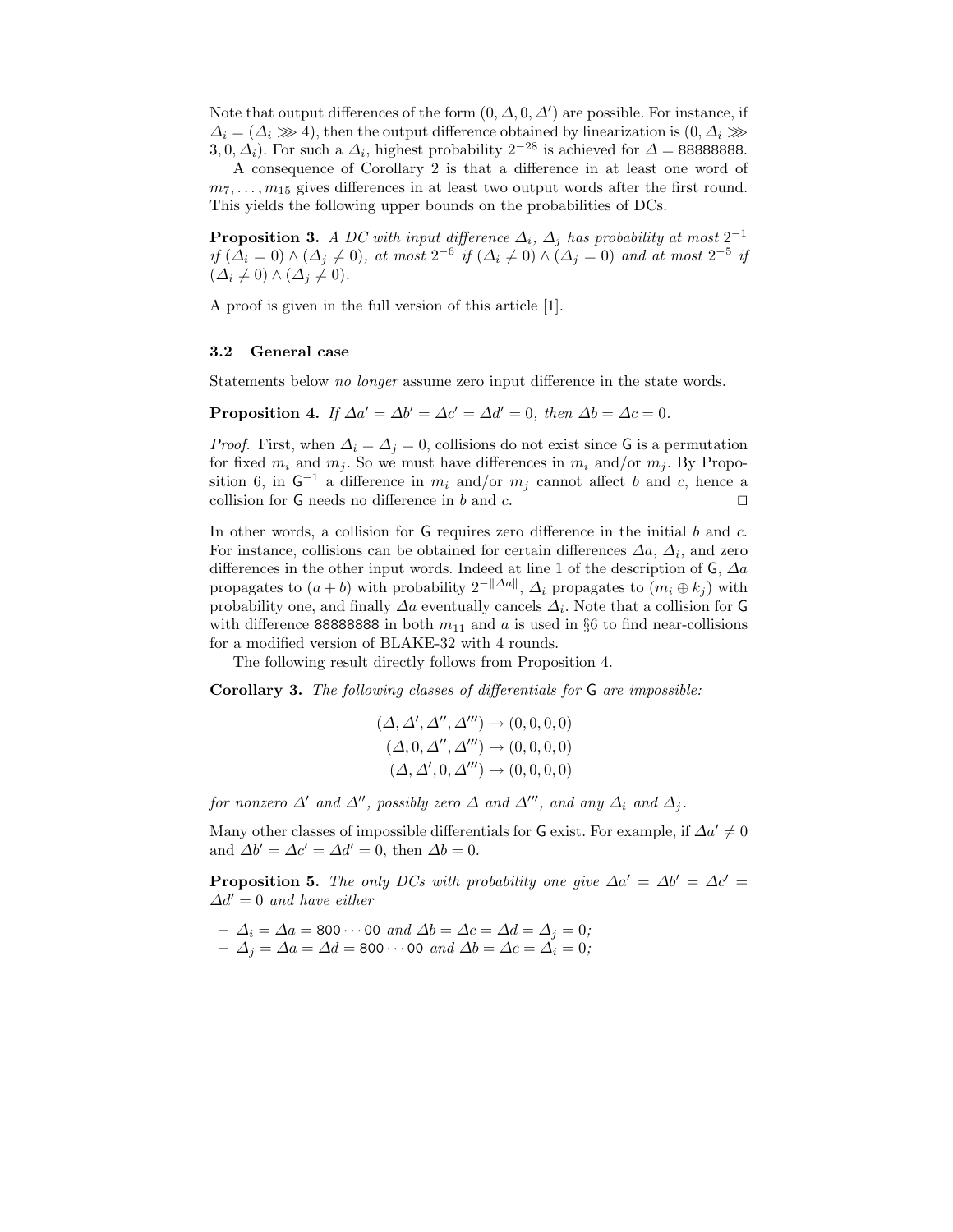Note that output differences of the form $(0, \Delta, 0, \Delta')$ are possible. For instance, if $\Delta_i = (\Delta_i \ggg 4)$, then the output difference obtained by linearization is $(0, \Delta_i \ggg 3, 0, \Delta_i)$. For such a $\Delta_i$, highest probability $2^{-28}$ is achieved for $\Delta = \mathsf{88888888}$.

A consequence of Corollary 2 is that a difference in at least one word of $m_7, \ldots, m_{15}$ gives differences in at least two output words after the first round. This yields the following upper bounds on the probabilities of DCs.

**Proposition 3.** *A DC with input difference $\Delta_i$, $\Delta_j$ has probability at most $2^{-1}$ if $(\Delta_i = 0) \wedge (\Delta_j \neq 0)$, at most $2^{-6}$ if $(\Delta_i \neq 0) \wedge (\Delta_j = 0)$ and at most $2^{-5}$ if $(\Delta_i \neq 0) \wedge (\Delta_j \neq 0)$.*

A proof is given in the full version of this article [1].

### 3.2 General case

Statements below *no longer* assume zero input difference in the state words.

**Proposition 4.** *If $\Delta a' = \Delta b' = \Delta c' = \Delta d' = 0$, then $\Delta b = \Delta c = 0$.*

*Proof.* First, when $\Delta_i = \Delta_j = 0$, collisions do not exist since $\mathsf{G}$ is a permutation for fixed $m_i$ and $m_j$. So we must have differences in $m_i$ and/or $m_j$. By Proposition 6, in $\mathsf{G}^{-1}$ a difference in $m_i$ and/or $m_j$ cannot affect $b$ and $c$, hence a collision for $\mathsf{G}$ needs no difference in $b$ and $c$. $\square$

In other words, a collision for $\mathsf{G}$ requires zero difference in the initial $b$ and $c$. For instance, collisions can be obtained for certain differences $\Delta a$, $\Delta_i$, and zero differences in the other input words. Indeed at line 1 of the description of $\mathsf{G}$, $\Delta a$ propagates to $(a + b)$ with probability $2^{-\|\Delta a\|}$, $\Delta_i$ propagates to $(m_i \oplus k_j)$ with probability one, and finally $\Delta a$ eventually cancels $\Delta_i$. Note that a collision for $\mathsf{G}$ with difference $\mathsf{88888888}$ in both $m_{11}$ and $a$ is used in §6 to find near-collisions for a modified version of BLAKE-32 with 4 rounds.

The following result directly follows from Proposition 4.

**Corollary 3.** *The following classes of differentials for $\mathsf{G}$ are impossible:*

$$
\begin{aligned}
(\Delta, \Delta', \Delta'', \Delta''') &\mapsto (0, 0, 0, 0) \\
(\Delta, 0, \Delta'', \Delta''') &\mapsto (0, 0, 0, 0) \\
(\Delta, \Delta', 0, \Delta''') &\mapsto (0, 0, 0, 0)
\end{aligned}
$$

*for nonzero $\Delta'$ and $\Delta''$, possibly zero $\Delta$ and $\Delta'''$, and any $\Delta_i$ and $\Delta_j$.*

Many other classes of impossible differentials for $\mathsf{G}$ exist. For example, if $\Delta a' \neq 0$ and $\Delta b' = \Delta c' = \Delta d' = 0$, then $\Delta b = 0$.

**Proposition 5.** *The only DCs with probability one give $\Delta a' = \Delta b' = \Delta c' = \Delta d' = 0$ and have either*

- *$\Delta_i = \Delta a = \mathsf{800\cdots00}$ and $\Delta b = \Delta c = \Delta d = \Delta_j = 0$;*
- *$\Delta_j = \Delta a = \Delta d = \mathsf{800\cdots00}$ and $\Delta b = \Delta c = \Delta_i = 0$;*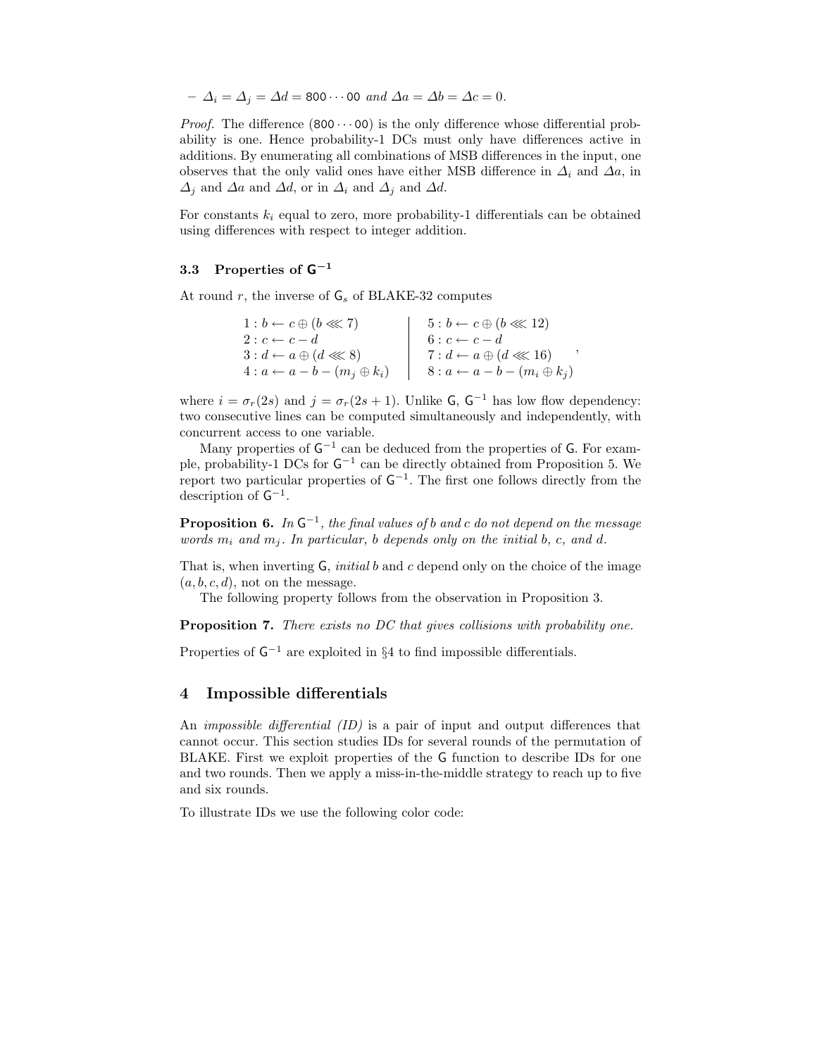– $\Delta_i = \Delta_j = \Delta d = 800\cdots00$ *and* $\Delta a = \Delta b = \Delta c = 0$.

*Proof.* The difference $(800\cdots00)$ is the only difference whose differential probability is one. Hence probability-1 DCs must only have differences active in additions. By enumerating all combinations of MSB differences in the input, one observes that the only valid ones have either MSB difference in $\Delta_i$ and $\Delta a$, in $\Delta_j$ and $\Delta a$ and $\Delta d$, or in $\Delta_i$ and $\Delta_j$ and $\Delta d$.

For constants $k_i$ equal to zero, more probability-1 differentials can be obtained using differences with respect to integer addition.

### 3.3 Properties of $\mathsf{G}^{-1}$

At round $r$, the inverse of $\mathsf{G}_s$ of BLAKE-32 computes

$$
\begin{array}{l|l}
1: b \leftarrow c \oplus (b \lll 7) & 5: b \leftarrow c \oplus (b \lll 12) \\
2: c \leftarrow c - d & 6: c \leftarrow c - d \\
3: d \leftarrow a \oplus (d \lll 8) & 7: d \leftarrow a \oplus (d \lll 16) \\
4: a \leftarrow a - b - (m_j \oplus k_i) & 8: a \leftarrow a - b - (m_i \oplus k_j)
\end{array},
$$

where $i = \sigma_r(2s)$ and $j = \sigma_r(2s+1)$. Unlike $\mathsf{G}$, $\mathsf{G}^{-1}$ has low flow dependency: two consecutive lines can be computed simultaneously and independently, with concurrent access to one variable.

Many properties of $\mathsf{G}^{-1}$ can be deduced from the properties of $\mathsf{G}$. For example, probability-1 DCs for $\mathsf{G}^{-1}$ can be directly obtained from Proposition 5. We report two particular properties of $\mathsf{G}^{-1}$. The first one follows directly from the description of $\mathsf{G}^{-1}$.

**Proposition 6.** *In $\mathsf{G}^{-1}$, the final values of $b$ and $c$ do not depend on the message words $m_i$ and $m_j$. In particular, $b$ depends only on the initial $b$, $c$, and $d$.*

That is, when inverting $\mathsf{G}$, *initial* $b$ and $c$ depend only on the choice of the image $(a, b, c, d)$, not on the message.

The following property follows from the observation in Proposition 3.

**Proposition 7.** *There exists no DC that gives collisions with probability one.*

Properties of $\mathsf{G}^{-1}$ are exploited in §4 to find impossible differentials.

## 4 Impossible differentials

An *impossible differential (ID)* is a pair of input and output differences that cannot occur. This section studies IDs for several rounds of the permutation of BLAKE. First we exploit properties of the $\mathsf{G}$ function to describe IDs for one and two rounds. Then we apply a miss-in-the-middle strategy to reach up to five and six rounds.

To illustrate IDs we use the following color code: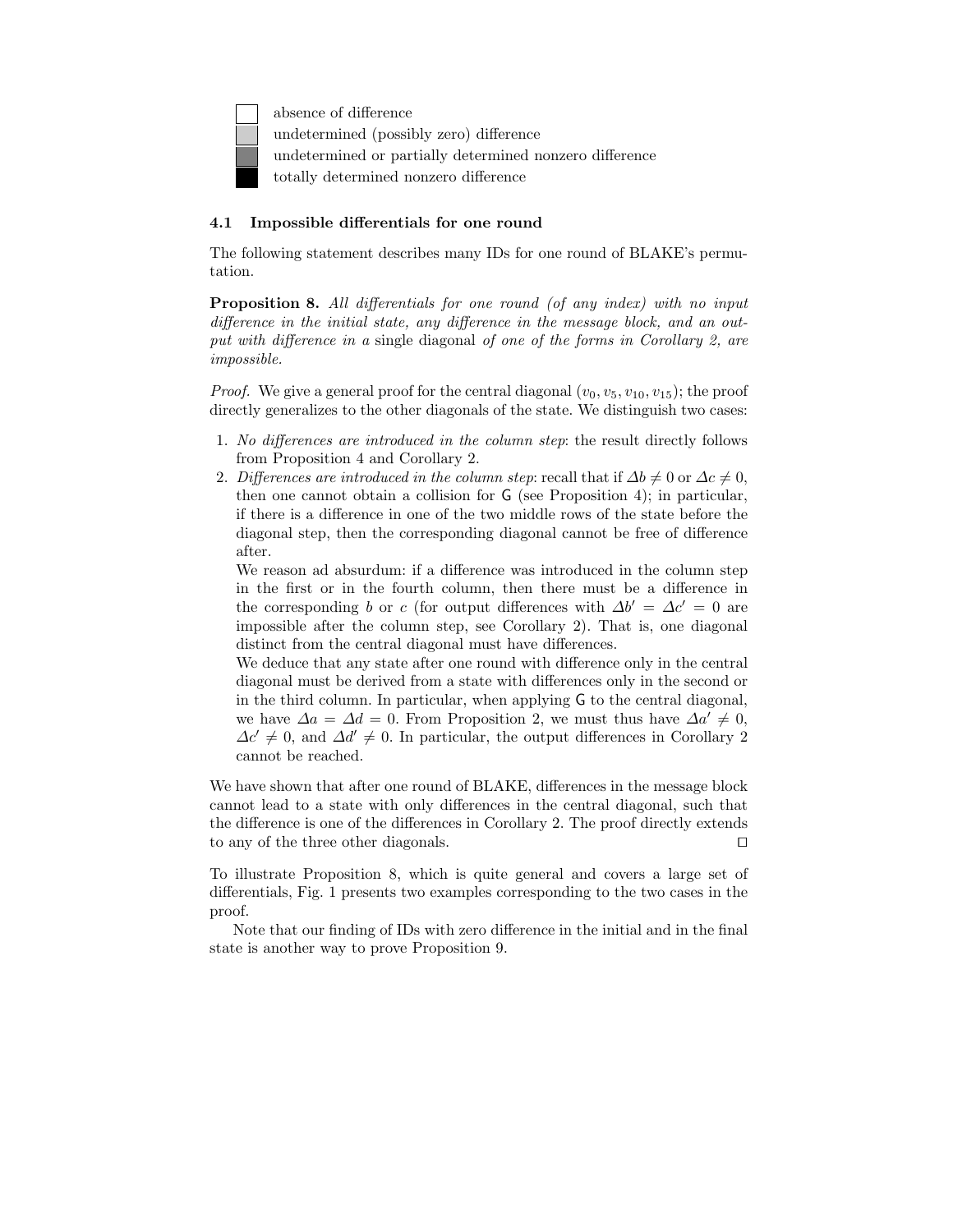- absence of difference
- undetermined (possibly zero) difference
- undetermined or partially determined nonzero difference
- totally determined nonzero difference

### 4.1 Impossible differentials for one round

The following statement describes many IDs for one round of BLAKE's permutation.

**Proposition 8.** *All differentials for one round (of any index) with no input difference in the initial state, any difference in the message block, and an output with difference in a* single diagonal *of one of the forms in Corollary 2, are impossible.*

*Proof.* We give a general proof for the central diagonal $(v_0, v_5, v_{10}, v_{15})$; the proof directly generalizes to the other diagonals of the state. We distinguish two cases:

1. *No differences are introduced in the column step*: the result directly follows from Proposition 4 and Corollary 2.
2. *Differences are introduced in the column step*: recall that if $\Delta b \neq 0$ or $\Delta c \neq 0$, then one cannot obtain a collision for G (see Proposition 4); in particular, if there is a difference in one of the two middle rows of the state before the diagonal step, then the corresponding diagonal cannot be free of difference after.

   We reason ad absurdum: if a difference was introduced in the column step in the first or in the fourth column, then there must be a difference in the corresponding $b$ or $c$ (for output differences with $\Delta b' = \Delta c' = 0$ are impossible after the column step, see Corollary 2). That is, one diagonal distinct from the central diagonal must have differences.

   We deduce that any state after one round with difference only in the central diagonal must be derived from a state with differences only in the second or in the third column. In particular, when applying G to the central diagonal, we have $\Delta a = \Delta d = 0$. From Proposition 2, we must thus have $\Delta a' \neq 0$, $\Delta c' \neq 0$, and $\Delta d' \neq 0$. In particular, the output differences in Corollary 2 cannot be reached.

We have shown that after one round of BLAKE, differences in the message block cannot lead to a state with only differences in the central diagonal, such that the difference is one of the differences in Corollary 2. The proof directly extends to any of the three other diagonals. □

To illustrate Proposition 8, which is quite general and covers a large set of differentials, Fig. 1 presents two examples corresponding to the two cases in the proof.

Note that our finding of IDs with zero difference in the initial and in the final state is another way to prove Proposition 9.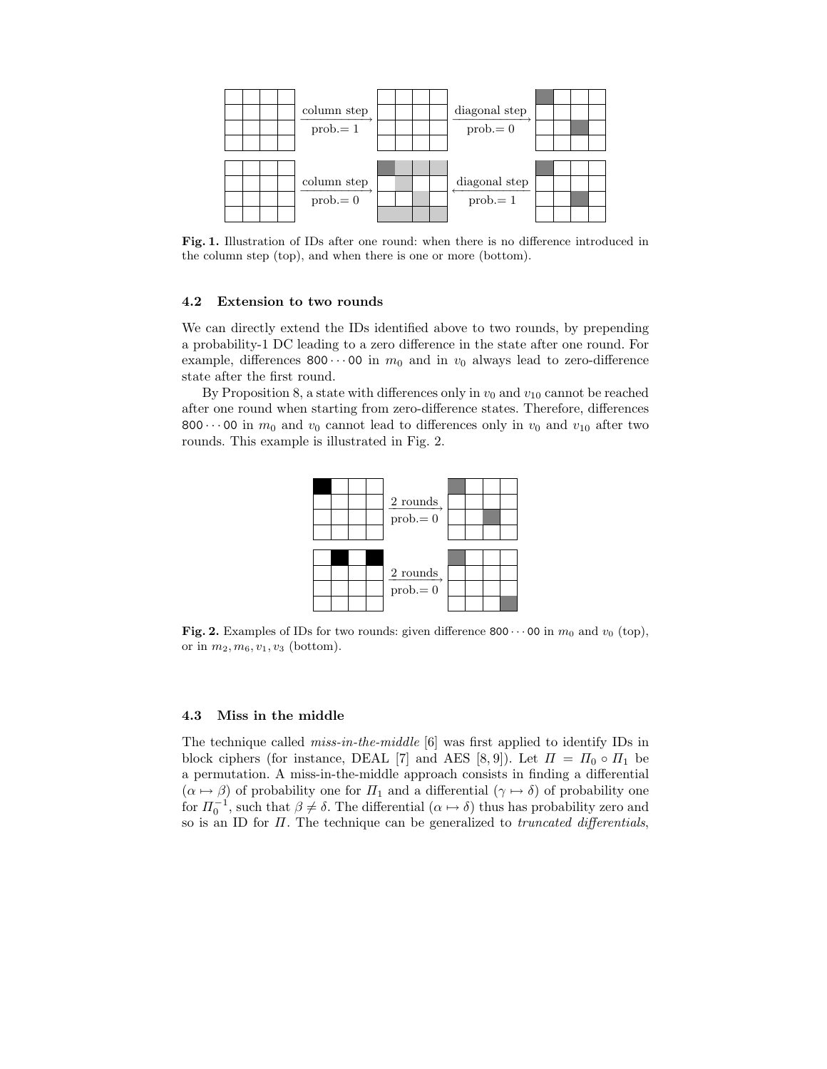**Fig. 1.** Illustration of IDs after one round: when there is no difference introduced in the column step (top), and when there is one or more (bottom).

### 4.2 Extension to two rounds

We can directly extend the IDs identified above to two rounds, by prepending a probability-1 DC leading to a zero difference in the state after one round. For example, differences `800···00` in $m_0$ and in $v_0$ always lead to zero-difference state after the first round.

By Proposition 8, a state with differences only in $v_0$ and $v_{10}$ cannot be reached after one round when starting from zero-difference states. Therefore, differences `800···00` in $m_0$ and $v_0$ cannot lead to differences only in $v_0$ and $v_{10}$ after two rounds. This example is illustrated in Fig. 2.

**Fig. 2.** Examples of IDs for two rounds: given difference `800···00` in $m_0$ and $v_0$ (top), or in $m_2, m_6, v_1, v_3$ (bottom).

### 4.3 Miss in the middle

The technique called *miss-in-the-middle* [6] was first applied to identify IDs in block ciphers (for instance, DEAL [7] and AES [8, 9]). Let $\Pi = \Pi_0 \circ \Pi_1$ be a permutation. A miss-in-the-middle approach consists in finding a differential $(\alpha \mapsto \beta)$ of probability one for $\Pi_1$ and a differential $(\gamma \mapsto \delta)$ of probability one for $\Pi_0^{-1}$, such that $\beta \neq \delta$. The differential $(\alpha \mapsto \delta)$ thus has probability zero and so is an ID for $\Pi$. The technique can be generalized to *truncated differentials*,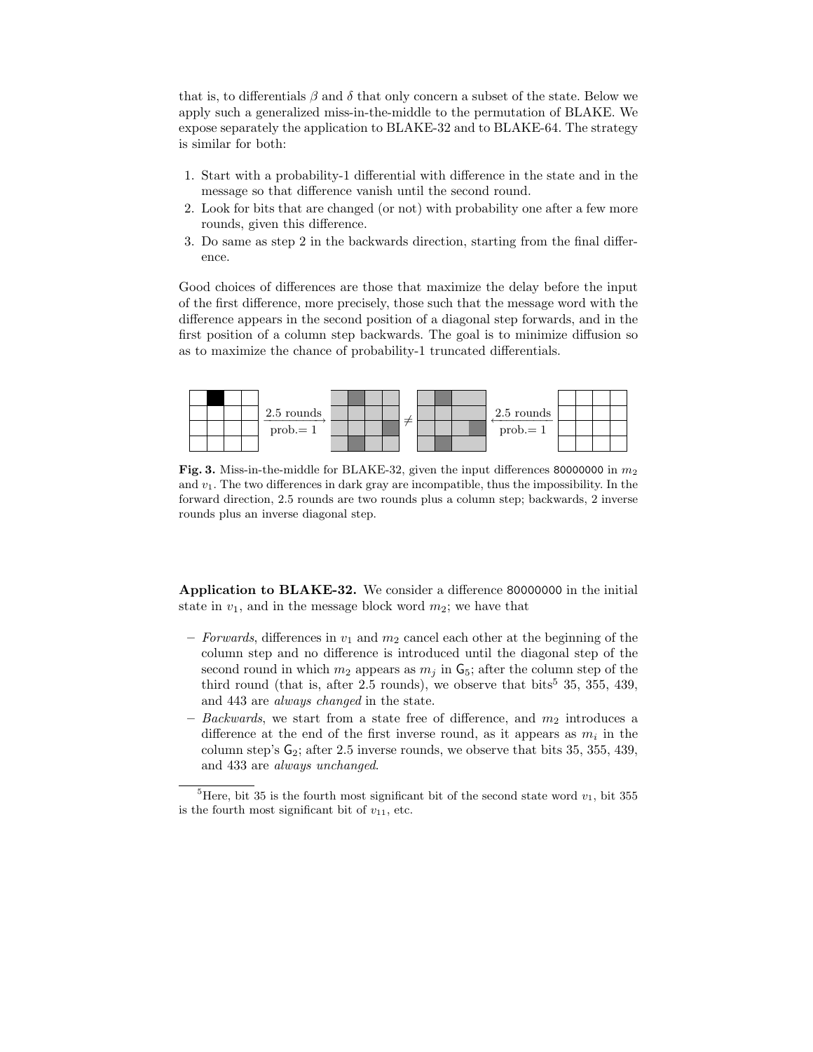that is, to differentials $\beta$ and $\delta$ that only concern a subset of the state. Below we apply such a generalized miss-in-the-middle to the permutation of BLAKE. We expose separately the application to BLAKE-32 and to BLAKE-64. The strategy is similar for both:

1. Start with a probability-1 differential with difference in the state and in the message so that difference vanish until the second round.
2. Look for bits that are changed (or not) with probability one after a few more rounds, given this difference.
3. Do same as step 2 in the backwards direction, starting from the final difference.

Good choices of differences are those that maximize the delay before the input of the first difference, more precisely, those such that the message word with the difference appears in the second position of a diagonal step forwards, and in the first position of a column step backwards. The goal is to minimize diffusion so as to maximize the chance of probability-1 truncated differentials.

**Fig. 3.** Miss-in-the-middle for BLAKE-32, given the input differences 80000000 in $m_2$ and $v_1$. The two differences in dark gray are incompatible, thus the impossibility. In the forward direction, 2.5 rounds are two rounds plus a column step; backwards, 2 inverse rounds plus an inverse diagonal step.

**Application to BLAKE-32.** We consider a difference 80000000 in the initial state in $v_1$, and in the message block word $m_2$; we have that

- *Forwards*, differences in $v_1$ and $m_2$ cancel each other at the beginning of the column step and no difference is introduced until the diagonal step of the second round in which $m_2$ appears as $m_j$ in $\mathsf{G}_5$; after the column step of the third round (that is, after 2.5 rounds), we observe that bits[5] 35, 355, 439, and 443 are *always changed* in the state.
- *Backwards*, we start from a state free of difference, and $m_2$ introduces a difference at the end of the first inverse round, as it appears as $m_i$ in the column step's $\mathsf{G}_2$; after 2.5 inverse rounds, we observe that bits 35, 355, 439, and 433 are *always unchanged*.

[5] Here, bit 35 is the fourth most significant bit of the second state word $v_1$, bit 355 is the fourth most significant bit of $v_{11}$, etc.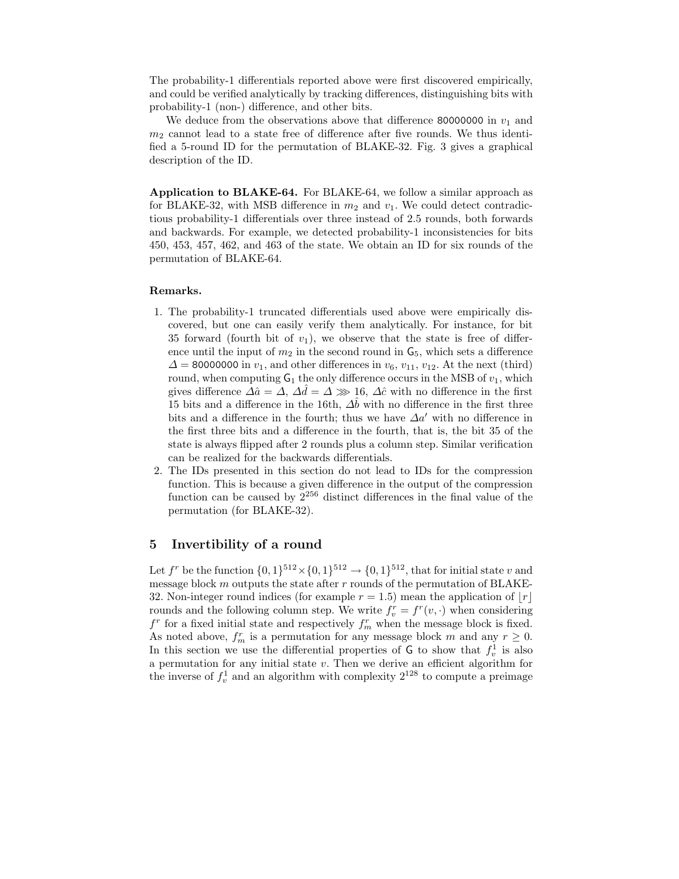The probability-1 differentials reported above were first discovered empirically, and could be verified analytically by tracking differences, distinguishing bits with probability-1 (non-) difference, and other bits.

We deduce from the observations above that difference 80000000 in $v_1$ and $m_2$ cannot lead to a state free of difference after five rounds. We thus identified a 5-round ID for the permutation of BLAKE-32. Fig. 3 gives a graphical description of the ID.

**Application to BLAKE-64.** For BLAKE-64, we follow a similar approach as for BLAKE-32, with MSB difference in $m_2$ and $v_1$. We could detect contradictious probability-1 differentials over three instead of 2.5 rounds, both forwards and backwards. For example, we detected probability-1 inconsistencies for bits 450, 453, 457, 462, and 463 of the state. We obtain an ID for six rounds of the permutation of BLAKE-64.

**Remarks.**

1. The probability-1 truncated differentials used above were empirically discovered, but one can easily verify them analytically. For instance, for bit 35 forward (fourth bit of $v_1$), we observe that the state is free of difference until the input of $m_2$ in the second round in $\mathsf{G}_5$, which sets a difference $\Delta =$ 80000000 in $v_1$, and other differences in $v_6$, $v_{11}$, $v_{12}$. At the next (third) round, when computing $\mathsf{G}_1$ the only difference occurs in the MSB of $v_1$, which gives difference $\Delta\hat{a} = \Delta$, $\Delta\hat{d} = \Delta \ggg 16$, $\Delta\hat{c}$ with no difference in the first 15 bits and a difference in the 16th, $\Delta\hat{b}$ with no difference in the first three bits and a difference in the fourth; thus we have $\Delta a'$ with no difference in the first three bits and a difference in the fourth, that is, the bit 35 of the state is always flipped after 2 rounds plus a column step. Similar verification can be realized for the backwards differentials.
2. The IDs presented in this section do not lead to IDs for the compression function. This is because a given difference in the output of the compression function can be caused by $2^{256}$ distinct differences in the final value of the permutation (for BLAKE-32).

## 5 Invertibility of a round

Let $f^r$ be the function $\{0,1\}^{512} \times \{0,1\}^{512} \to \{0,1\}^{512}$, that for initial state $v$ and message block $m$ outputs the state after $r$ rounds of the permutation of BLAKE-32. Non-integer round indices (for example $r = 1.5$) mean the application of $\lfloor r \rfloor$ rounds and the following column step. We write $f_v^r = f^r(v, \cdot)$ when considering $f^r$ for a fixed initial state and respectively $f_m^r$ when the message block is fixed. As noted above, $f_m^r$ is a permutation for any message block $m$ and any $r \geq 0$. In this section we use the differential properties of $\mathsf{G}$ to show that $f_v^1$ is also a permutation for any initial state $v$. Then we derive an efficient algorithm for the inverse of $f_v^1$ and an algorithm with complexity $2^{128}$ to compute a preimage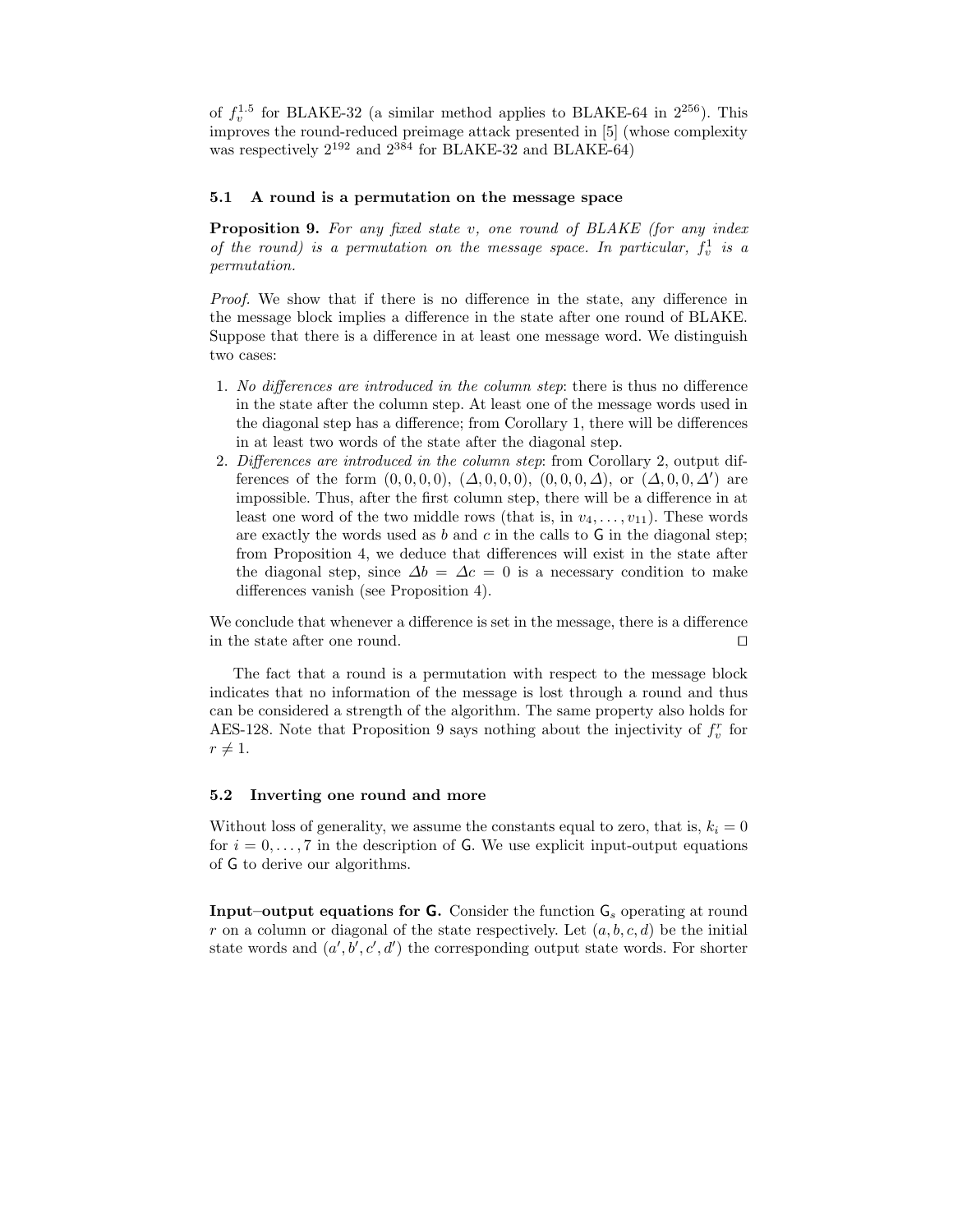of $f_v^{1.5}$ for BLAKE-32 (a similar method applies to BLAKE-64 in $2^{256}$). This improves the round-reduced preimage attack presented in [5] (whose complexity was respectively $2^{192}$ and $2^{384}$ for BLAKE-32 and BLAKE-64)

### 5.1 A round is a permutation on the message space

**Proposition 9.** *For any fixed state $v$, one round of BLAKE (for any index of the round) is a permutation on the message space. In particular, $f_v^1$ is a permutation.*

*Proof.* We show that if there is no difference in the state, any difference in the message block implies a difference in the state after one round of BLAKE. Suppose that there is a difference in at least one message word. We distinguish two cases:

1. *No differences are introduced in the column step*: there is thus no difference in the state after the column step. At least one of the message words used in the diagonal step has a difference; from Corollary 1, there will be differences in at least two words of the state after the diagonal step.
2. *Differences are introduced in the column step*: from Corollary 2, output differences of the form $(0,0,0,0)$, $(\Delta,0,0,0)$, $(0,0,0,\Delta)$, or $(\Delta,0,0,\Delta')$ are impossible. Thus, after the first column step, there will be a difference in at least one word of the two middle rows (that is, in $v_4,\dots,v_{11}$). These words are exactly the words used as $b$ and $c$ in the calls to $\mathsf{G}$ in the diagonal step; from Proposition 4, we deduce that differences will exist in the state after the diagonal step, since $\Delta b = \Delta c = 0$ is a necessary condition to make differences vanish (see Proposition 4).

We conclude that whenever a difference is set in the message, there is a difference in the state after one round. ☐

The fact that a round is a permutation with respect to the message block indicates that no information of the message is lost through a round and thus can be considered a strength of the algorithm. The same property also holds for AES-128. Note that Proposition 9 says nothing about the injectivity of $f_v^r$ for $r \neq 1$.

### 5.2 Inverting one round and more

Without loss of generality, we assume the constants equal to zero, that is, $k_i = 0$ for $i = 0,\dots,7$ in the description of $\mathsf{G}$. We use explicit input-output equations of $\mathsf{G}$ to derive our algorithms.

**Input–output equations for G.** Consider the function $\mathsf{G}_s$ operating at round $r$ on a column or diagonal of the state respectively. Let $(a,b,c,d)$ be the initial state words and $(a',b',c',d')$ the corresponding output state words. For shorter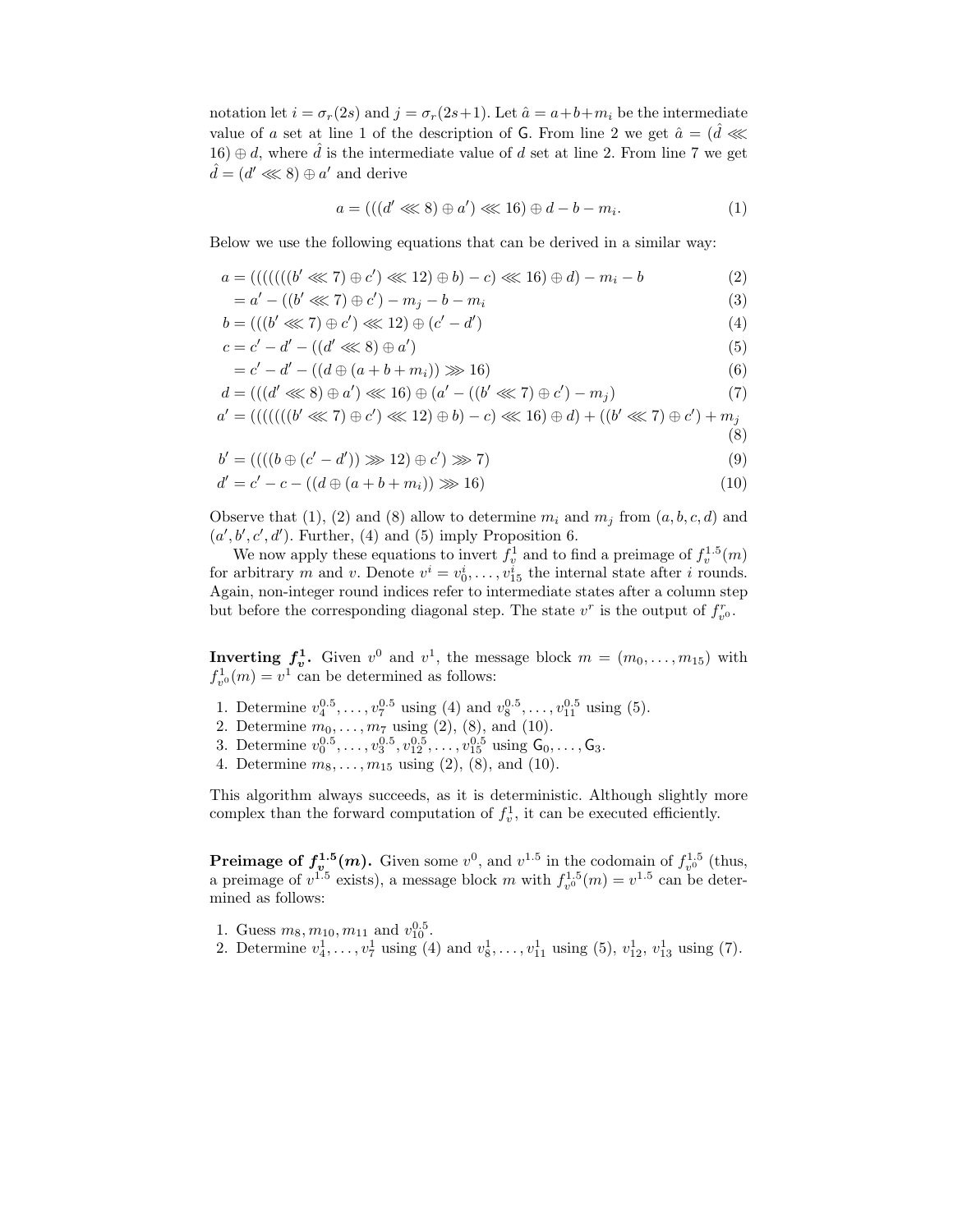notation let $i = \sigma_r(2s)$ and $j = \sigma_r(2s+1)$. Let $\hat{a} = a+b+m_i$ be the intermediate value of $a$ set at line 1 of the description of $\mathsf{G}$. From line 2 we get $\hat{a} = (\hat{d} \lll 16) \oplus d$, where $\hat{d}$ is the intermediate value of $d$ set at line 2. From line 7 we get $\hat{d} = (d' \lll 8) \oplus a'$ and derive

$$a = (((d' \lll 8) \oplus a') \lll 16) \oplus d - b - m_i. \tag{1}$$

Below we use the following equations that can be derived in a similar way:

$$a = (((((((b' \lll 7) \oplus c') \lll 12) \oplus b) - c) \lll 16) \oplus d) - m_i - b \tag{2}$$

$$= a' - ((b' \lll 7) \oplus c') - m_j - b - m_i \tag{3}$$

$$b = (((b' \lll 7) \oplus c') \lll 12) \oplus (c' - d') \tag{4}$$

$$c = c' - d' - ((d' \lll 8) \oplus a') \tag{5}$$

$$= c' - d' - ((d \oplus (a + b + m_i)) \ggg 16) \tag{6}$$

$$d = (((d' \lll 8) \oplus a') \lll 16) \oplus (a' - ((b' \lll 7) \oplus c') - m_j) \tag{7}$$

$$a' = (((((((b' \lll 7) \oplus c') \lll 12) \oplus b) - c) \lll 16) \oplus d) + ((b' \lll 7) \oplus c') + m_j \tag{8}$$

$$b' = ((((b \oplus (c' - d')) \ggg 12) \oplus c') \ggg 7) \tag{9}$$

$$d' = c' - c - ((d \oplus (a + b + m_i)) \ggg 16) \tag{10}$$

Observe that (1), (2) and (8) allow to determine $m_i$ and $m_j$ from $(a, b, c, d)$ and $(a', b', c', d')$. Further, (4) and (5) imply Proposition 6.

We now apply these equations to invert $f_v^1$ and to find a preimage of $f_v^{1.5}(m)$ for arbitrary $m$ and $v$. Denote $v^i = v_0^i, \ldots, v_{15}^i$ the internal state after $i$ rounds. Again, non-integer round indices refer to intermediate states after a column step but before the corresponding diagonal step. The state $v^r$ is the output of $f_{v^0}^r$.

**Inverting $f_v^1$.** Given $v^0$ and $v^1$, the message block $m = (m_0, \ldots, m_{15})$ with $f_{v^0}^1(m) = v^1$ can be determined as follows:

1. Determine $v_4^{0.5}, \ldots, v_7^{0.5}$ using (4) and $v_8^{0.5}, \ldots, v_{11}^{0.5}$ using (5).
2. Determine $m_0, \ldots, m_7$ using (2), (8), and (10).
3. Determine $v_0^{0.5}, \ldots, v_3^{0.5}, v_{12}^{0.5}, \ldots, v_{15}^{0.5}$ using $\mathsf{G}_0, \ldots, \mathsf{G}_3$.
4. Determine $m_8, \ldots, m_{15}$ using (2), (8), and (10).

This algorithm always succeeds, as it is deterministic. Although slightly more complex than the forward computation of $f_v^1$, it can be executed efficiently.

**Preimage of $f_v^{1.5}(m)$.** Given some $v^0$, and $v^{1.5}$ in the codomain of $f_{v^0}^{1.5}$ (thus, a preimage of $v^{1.5}$ exists), a message block $m$ with $f_{v^0}^{1.5}(m) = v^{1.5}$ can be determined as follows:

1. Guess $m_8, m_{10}, m_{11}$ and $v_{10}^{0.5}$.
2. Determine $v_4^1, \ldots, v_7^1$ using (4) and $v_8^1, \ldots, v_{11}^1$ using (5), $v_{12}^1$, $v_{13}^1$ using (7).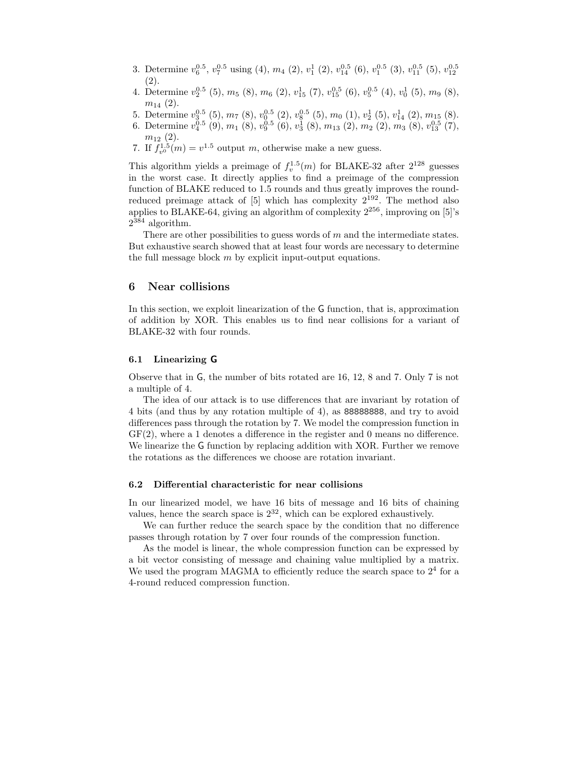3. Determine $v_6^{0.5}$, $v_7^{0.5}$ using (4), $m_4$ (2), $v_1^1$ (2), $v_{14}^{0.5}$ (6), $v_1^{0.5}$ (3), $v_{11}^{0.5}$ (5), $v_{12}^{0.5}$ (2).
4. Determine $v_2^{0.5}$ (5), $m_5$ (8), $m_6$ (2), $v_{15}^1$ (7), $v_{15}^{0.5}$ (6), $v_5^{0.5}$ (4), $v_0^1$ (5), $m_9$ (8), $m_{14}$ (2).
5. Determine $v_3^{0.5}$ (5), $m_7$ (8), $v_0^{0.5}$ (2), $v_8^{0.5}$ (5), $m_0$ (1), $v_2^1$ (5), $v_{14}^1$ (2), $m_{15}$ (8).
6. Determine $v_4^{0.5}$ (9), $m_1$ (8), $v_9^{0.5}$ (6), $v_3^1$ (8), $m_{13}$ (2), $m_2$ (2), $m_3$ (8), $v_{13}^{0.5}$ (7), $m_{12}$ (2).
7. If $f_{v^0}^{1.5}(m) = v^{1.5}$ output $m$, otherwise make a new guess.

This algorithm yields a preimage of $f_v^{1.5}(m)$ for BLAKE-32 after $2^{128}$ guesses in the worst case. It directly applies to find a preimage of the compression function of BLAKE reduced to 1.5 rounds and thus greatly improves the round-reduced preimage attack of [5] which has complexity $2^{192}$. The method also applies to BLAKE-64, giving an algorithm of complexity $2^{256}$, improving on [5]'s $2^{384}$ algorithm.

There are other possibilities to guess words of $m$ and the intermediate states. But exhaustive search showed that at least four words are necessary to determine the full message block $m$ by explicit input-output equations.

## 6 Near collisions

In this section, we exploit linearization of the G function, that is, approximation of addition by XOR. This enables us to find near collisions for a variant of BLAKE-32 with four rounds.

### 6.1 Linearizing G

Observe that in G, the number of bits rotated are 16, 12, 8 and 7. Only 7 is not a multiple of 4.

The idea of our attack is to use differences that are invariant by rotation of 4 bits (and thus by any rotation multiple of 4), as 88888888, and try to avoid differences pass through the rotation by 7. We model the compression function in GF(2), where a 1 denotes a difference in the register and 0 means no difference. We linearize the G function by replacing addition with XOR. Further we remove the rotations as the differences we choose are rotation invariant.

### 6.2 Differential characteristic for near collisions

In our linearized model, we have 16 bits of message and 16 bits of chaining values, hence the search space is $2^{32}$, which can be explored exhaustively.

We can further reduce the search space by the condition that no difference passes through rotation by 7 over four rounds of the compression function.

As the model is linear, the whole compression function can be expressed by a bit vector consisting of message and chaining value multiplied by a matrix. We used the program MAGMA to efficiently reduce the search space to $2^4$ for a 4-round reduced compression function.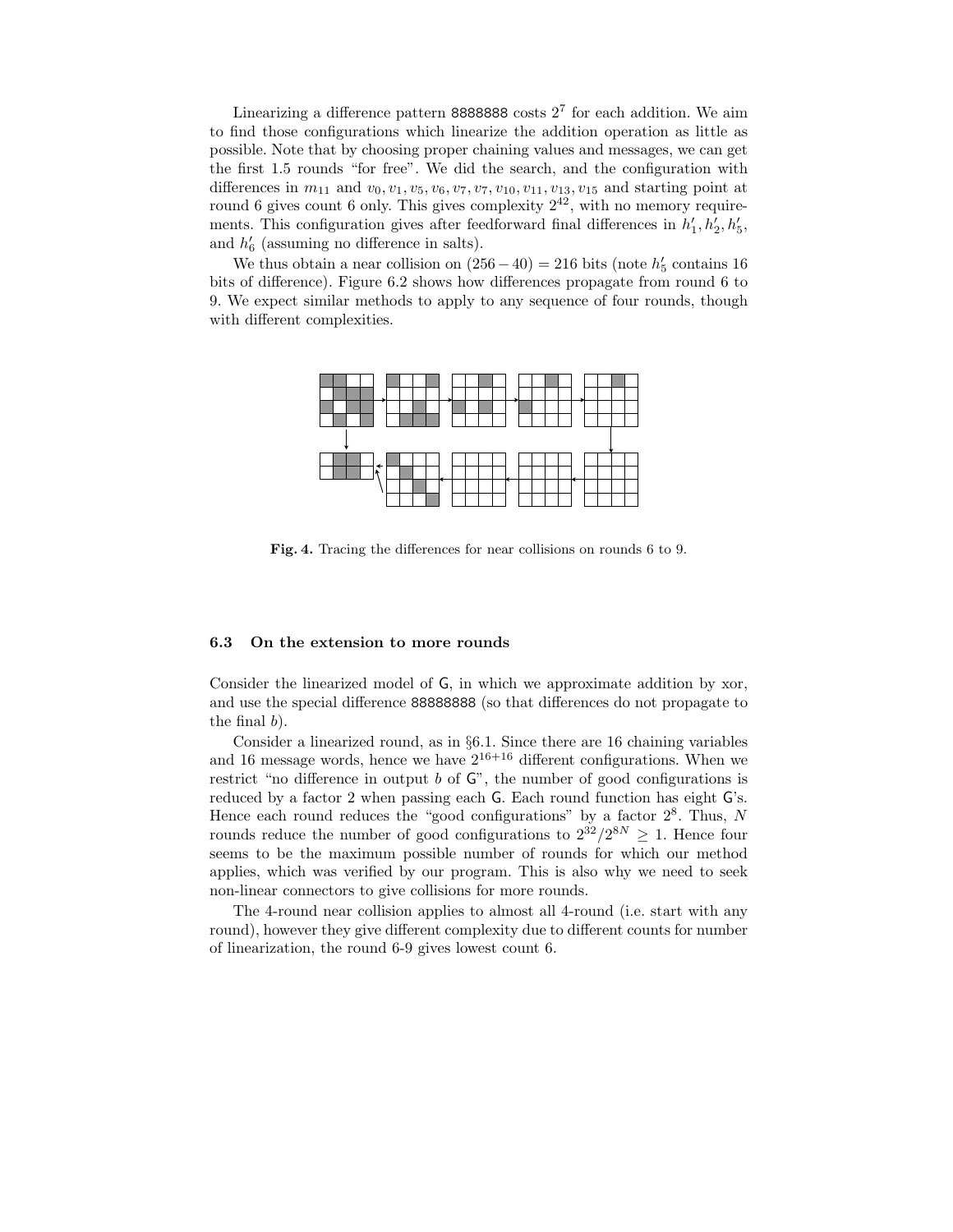Linearizing a difference pattern 8888888 costs $2^7$ for each addition. We aim to find those configurations which linearize the addition operation as little as possible. Note that by choosing proper chaining values and messages, we can get the first 1.5 rounds "for free". We did the search, and the configuration with differences in $m_{11}$ and $v_0, v_1, v_5, v_6, v_7, v_7, v_{10}, v_{11}, v_{13}, v_{15}$ and starting point at round 6 gives count 6 only. This gives complexity $2^{42}$, with no memory requirements. This configuration gives after feedforward final differences in $h'_1, h'_2, h'_5$, and $h'_6$ (assuming no difference in salts).

We thus obtain a near collision on $(256-40) = 216$ bits (note $h'_5$ contains 16 bits of difference). Figure 6.2 shows how differences propagate from round 6 to 9. We expect similar methods to apply to any sequence of four rounds, though with different complexities.

**Fig. 4.** Tracing the differences for near collisions on rounds 6 to 9.

### 6.3 On the extension to more rounds

Consider the linearized model of G, in which we approximate addition by xor, and use the special difference 88888888 (so that differences do not propagate to the final $b$).

Consider a linearized round, as in §6.1. Since there are 16 chaining variables and 16 message words, hence we have $2^{16+16}$ different configurations. When we restrict "no difference in output $b$ of G", the number of good configurations is reduced by a factor 2 when passing each G. Each round function has eight G's. Hence each round reduces the "good configurations" by a factor $2^8$. Thus, $N$ rounds reduce the number of good configurations to $2^{32}/2^{8N} \geq 1$. Hence four seems to be the maximum possible number of rounds for which our method applies, which was verified by our program. This is also why we need to seek non-linear connectors to give collisions for more rounds.

The 4-round near collision applies to almost all 4-round (i.e. start with any round), however they give different complexity due to different counts for number of linearization, the round 6-9 gives lowest count 6.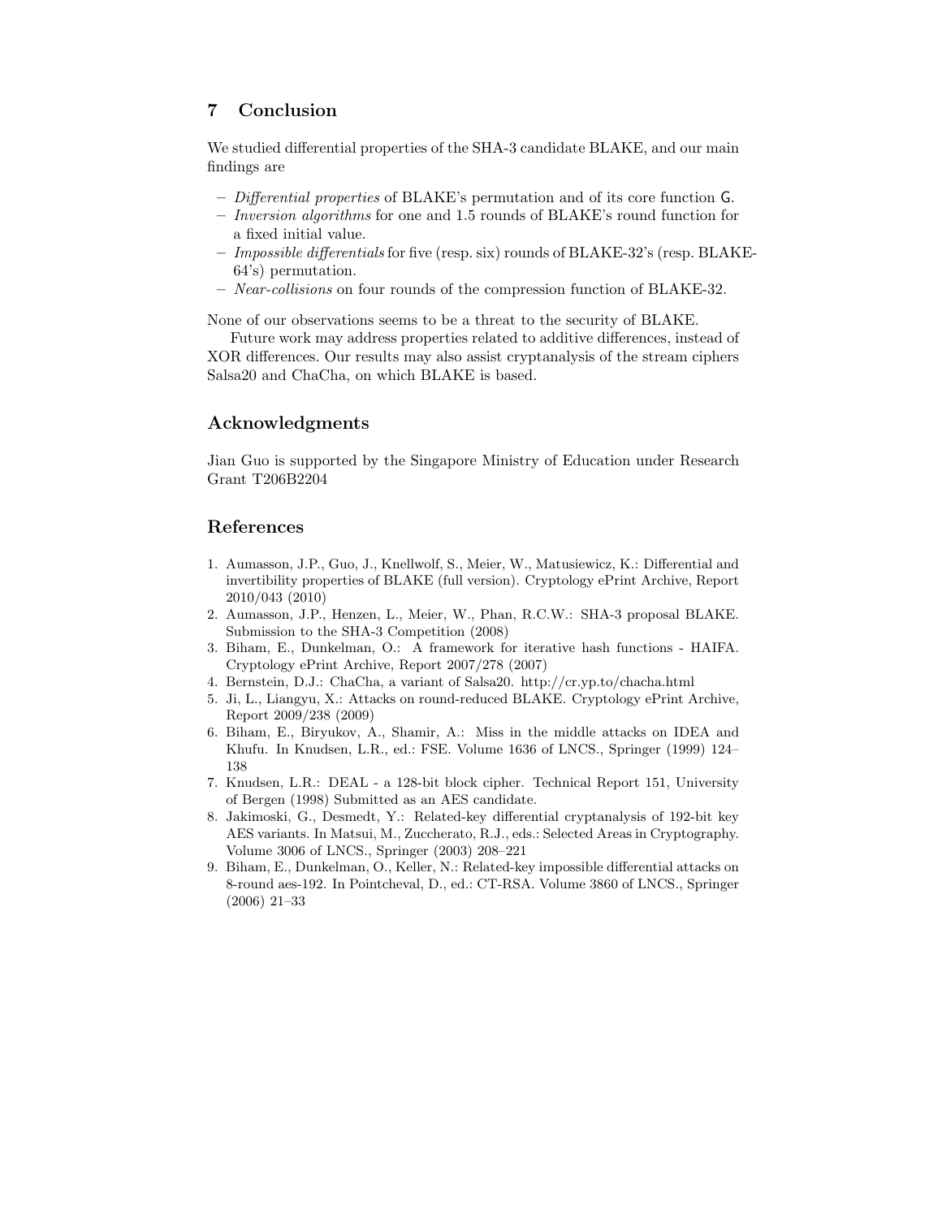## 7 Conclusion

We studied differential properties of the SHA-3 candidate BLAKE, and our main findings are

- *Differential properties* of BLAKE's permutation and of its core function G.
- *Inversion algorithms* for one and 1.5 rounds of BLAKE's round function for a fixed initial value.
- *Impossible differentials* for five (resp. six) rounds of BLAKE-32's (resp. BLAKE-64's) permutation.
- *Near-collisions* on four rounds of the compression function of BLAKE-32.

None of our observations seems to be a threat to the security of BLAKE.

Future work may address properties related to additive differences, instead of XOR differences. Our results may also assist cryptanalysis of the stream ciphers Salsa20 and ChaCha, on which BLAKE is based.

## Acknowledgments

Jian Guo is supported by the Singapore Ministry of Education under Research Grant T206B2204

## References

1. Aumasson, J.P., Guo, J., Knellwolf, S., Meier, W., Matusiewicz, K.: Differential and invertibility properties of BLAKE (full version). Cryptology ePrint Archive, Report 2010/043 (2010)
2. Aumasson, J.P., Henzen, L., Meier, W., Phan, R.C.W.: SHA-3 proposal BLAKE. Submission to the SHA-3 Competition (2008)
3. Biham, E., Dunkelman, O.: A framework for iterative hash functions - HAIFA. Cryptology ePrint Archive, Report 2007/278 (2007)
4. Bernstein, D.J.: ChaCha, a variant of Salsa20. http://cr.yp.to/chacha.html
5. Ji, L., Liangyu, X.: Attacks on round-reduced BLAKE. Cryptology ePrint Archive, Report 2009/238 (2009)
6. Biham, E., Biryukov, A., Shamir, A.: Miss in the middle attacks on IDEA and Khufu. In Knudsen, L.R., ed.: FSE. Volume 1636 of LNCS., Springer (1999) 124–138
7. Knudsen, L.R.: DEAL - a 128-bit block cipher. Technical Report 151, University of Bergen (1998) Submitted as an AES candidate.
8. Jakimoski, G., Desmedt, Y.: Related-key differential cryptanalysis of 192-bit key AES variants. In Matsui, M., Zuccherato, R.J., eds.: Selected Areas in Cryptography. Volume 3006 of LNCS., Springer (2003) 208–221
9. Biham, E., Dunkelman, O., Keller, N.: Related-key impossible differential attacks on 8-round aes-192. In Pointcheval, D., ed.: CT-RSA. Volume 3860 of LNCS., Springer (2006) 21–33